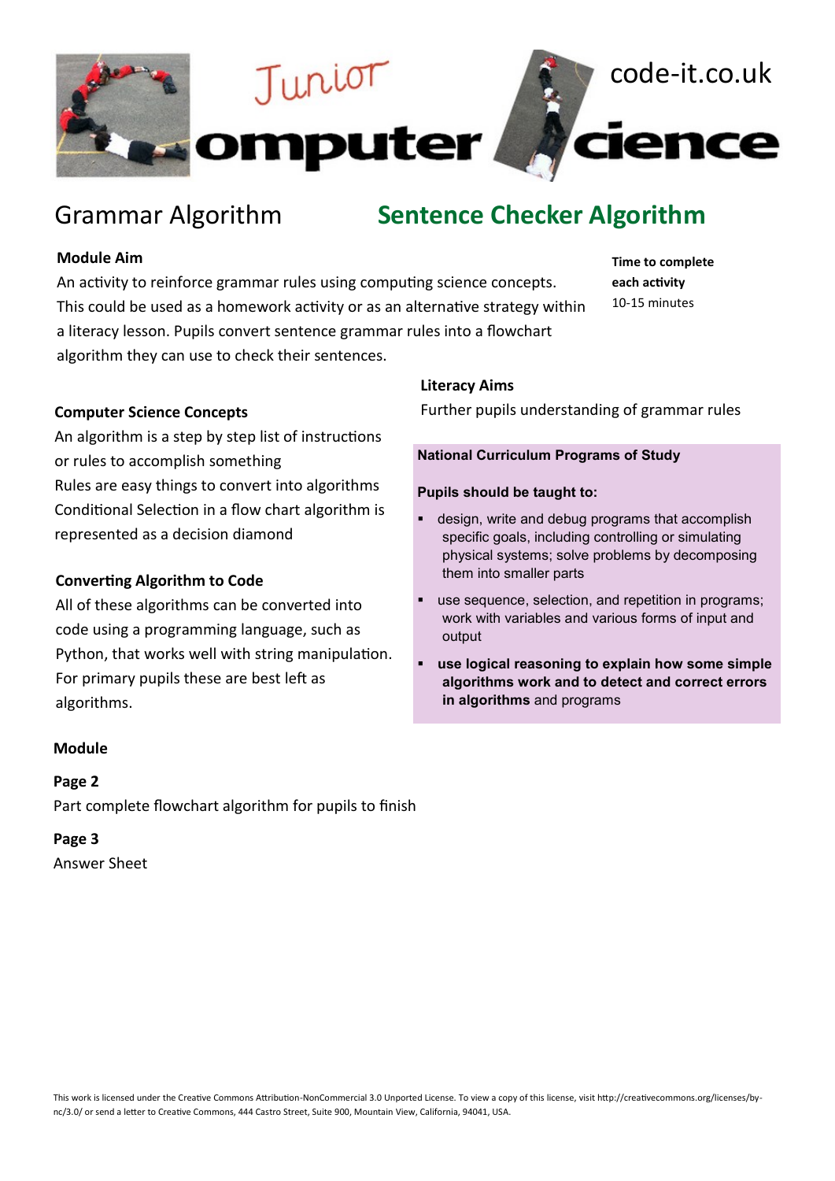# Junior Computer Science

code-it.co.uk

## Grammar Algorithm — Sentence Checker Algorithm

### Module Aim

An activity to reinforce grammar rules using computing science concepts. This could be used as a homework activity or as an alternative strategy within a literacy lesson. Pupils convert sentence grammar rules into a flowchart algorithm they can use to check their sentences.

**Time to complete each activity**
10-15 minutes

### Computer Science Concepts

An algorithm is a step by step list of instructions or rules to accomplish something
Rules are easy things to convert into algorithms
Conditional Selection in a flow chart algorithm is represented as a decision diamond

### Converting Algorithm to Code

All of these algorithms can be converted into code using a programming language, such as Python, that works well with string manipulation. For primary pupils these are best left as algorithms.

### Literacy Aims

Further pupils understanding of grammar rules

**National Curriculum Programs of Study**

**Pupils should be taught to:**

- design, write and debug programs that accomplish specific goals, including controlling or simulating physical systems; solve problems by decomposing them into smaller parts
- use sequence, selection, and repetition in programs; work with variables and various forms of input and output
- **use logical reasoning to explain how some simple algorithms work and to detect and correct errors in algorithms** and programs

### Module

**Page 2**
Part complete flowchart algorithm for pupils to finish

**Page 3**
Answer Sheet

This work is licensed under the Creative Commons Attribution-NonCommercial 3.0 Unported License. To view a copy of this license, visit http://creativecommons.org/licenses/by-nc/3.0/ or send a letter to Creative Commons, 444 Castro Street, Suite 900, Mountain View, California, 94041, USA.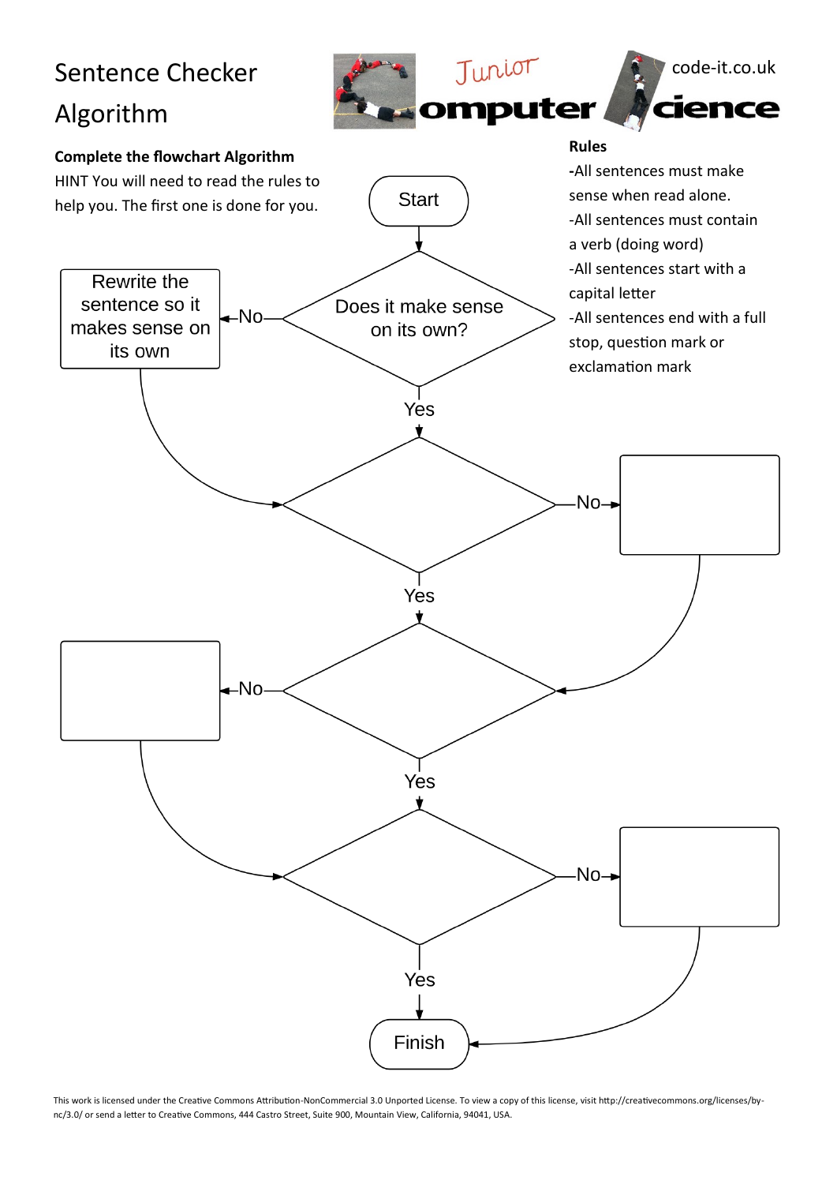# Sentence Checker Algorithm

code-it.co.uk

Junior Computer Science

**Complete the flowchart Algorithm**

HINT You will need to read the rules to help you. The first one is done for you.

**Rules**

- All sentences must make sense when read alone.
- All sentences must contain a verb (doing word)
- All sentences start with a capital letter
- All sentences end with a full stop, question mark or exclamation mark

Start

Does it make sense on its own?

No → Rewrite the sentence so it makes sense on its own

Yes

No

Yes

No

Yes

No

Yes

Finish

This work is licensed under the Creative Commons Attribution-NonCommercial 3.0 Unported License. To view a copy of this license, visit http://creativecommons.org/licenses/by-nc/3.0/ or send a letter to Creative Commons, 444 Castro Street, Suite 900, Mountain View, California, 94041, USA.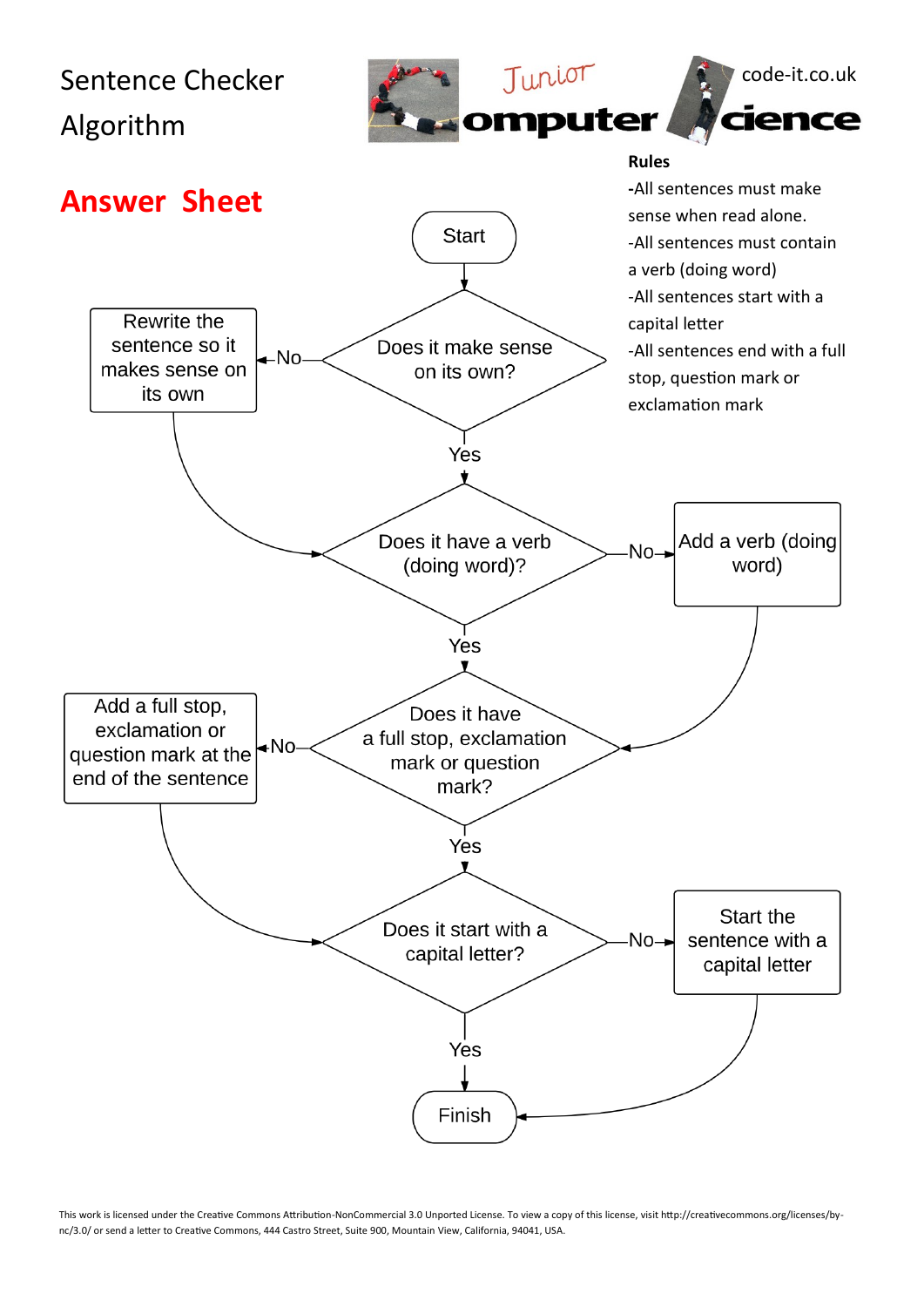# Sentence Checker Algorithm

Junior Computer Science

code-it.co.uk

## Answer Sheet

**Rules**

- All sentences must make sense when read alone.
- All sentences must contain a verb (doing word)
- All sentences start with a capital letter
- All sentences end with a full stop, question mark or exclamation mark

Start

Does it make sense on its own?

No → Rewrite the sentence so it makes sense on its own

Yes

Does it have a verb (doing word)?

No → Add a verb (doing word)

Yes

Does it have a full stop, exclamation mark or question mark?

No → Add a full stop, exclamation or question mark at the end of the sentence

Yes

Does it start with a capital letter?

No → Start the sentence with a capital letter

Yes

Finish

This work is licensed under the Creative Commons Attribution-NonCommercial 3.0 Unported License. To view a copy of this license, visit http://creativecommons.org/licenses/by-nc/3.0/ or send a letter to Creative Commons, 444 Castro Street, Suite 900, Mountain View, California, 94041, USA.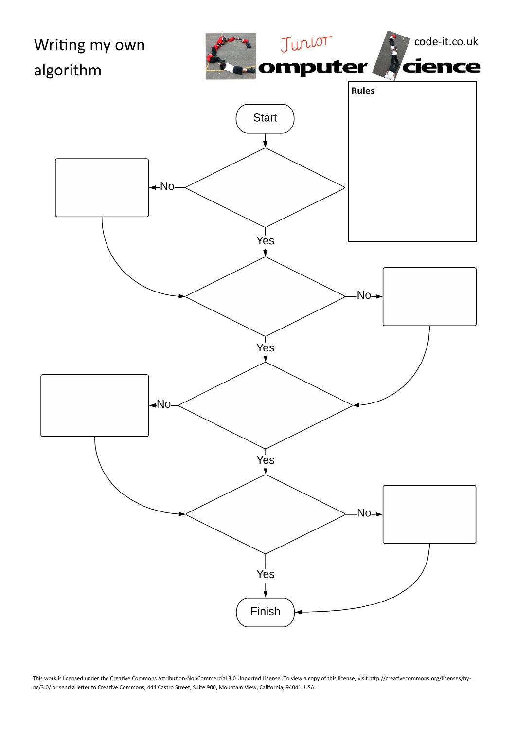# Writing my own algorithm

Junior Computer Science

code-it.co.uk

**Rules**

Start

No

Yes

No

Yes

No

Yes

No

Yes

Finish

This work is licensed under the Creative Commons Attribution-NonCommercial 3.0 Unported License. To view a copy of this license, visit http://creativecommons.org/licenses/by-nc/3.0/ or send a letter to Creative Commons, 444 Castro Street, Suite 900, Mountain View, California, 94041, USA.